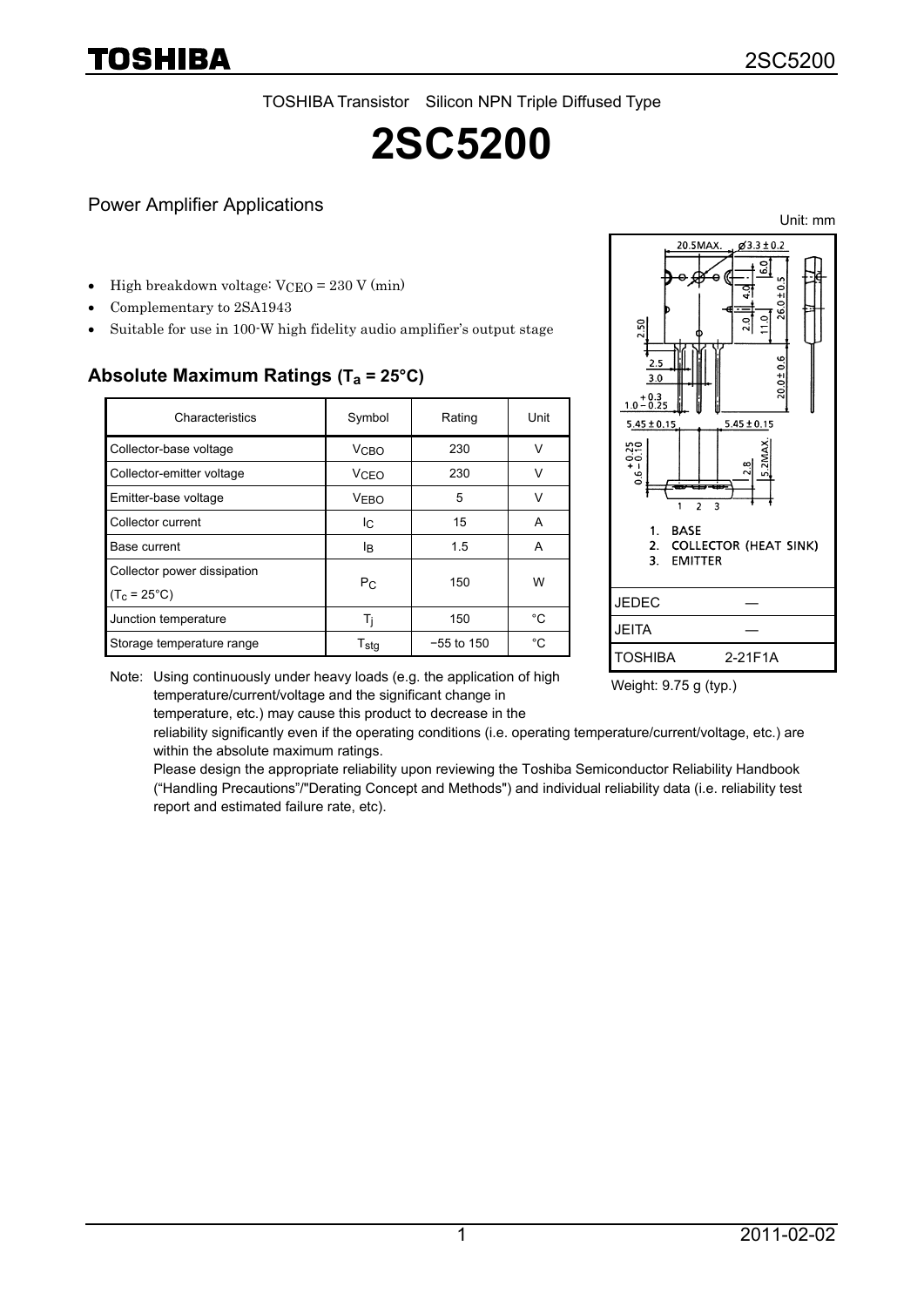TOSHIBA Transistor Silicon NPN Triple Diffused Type

# 2SC5200

## Power Amplifier Applications

Unit: mm

- High breakdown voltage: $V_{CEO}$ = 230 V (min)
- Complementary to 2SA1943
- Suitable for use in 100-W high fidelity audio amplifier's output stage

### Absolute Maximum Ratings ($T_a$ = 25°C)

| Characteristics | Symbol | Rating | Unit |
|---|---|---|---|
| Collector-base voltage | $V_{CBO}$ | 230 | V |
| Collector-emitter voltage | $V_{CEO}$ | 230 | V |
| Emitter-base voltage | $V_{EBO}$ | 5 | V |
| Collector current | $I_C$ | 15 | A |
| Base current | $I_B$ | 1.5 | A |
| Collector power dissipation ($T_c$ = 25°C) | $P_C$ | 150 | W |
| Junction temperature | $T_j$ | 150 | °C |
| Storage temperature range | $T_{stg}$ | −55 to 150 | °C |

1. BASE
2. COLLECTOR (HEAT SINK)
3. EMITTER

| JEDEC | ― |
|---|---|
| JEITA | ― |
| TOSHIBA | 2-21F1A |

Weight: 9.75 g (typ.)

Note: Using continuously under heavy loads (e.g. the application of high temperature/current/voltage and the significant change in temperature, etc.) may cause this product to decrease in the reliability significantly even if the operating conditions (i.e. operating temperature/current/voltage, etc.) are within the absolute maximum ratings.
Please design the appropriate reliability upon reviewing the Toshiba Semiconductor Reliability Handbook ("Handling Precautions"/"Derating Concept and Methods") and individual reliability data (i.e. reliability test report and estimated failure rate, etc).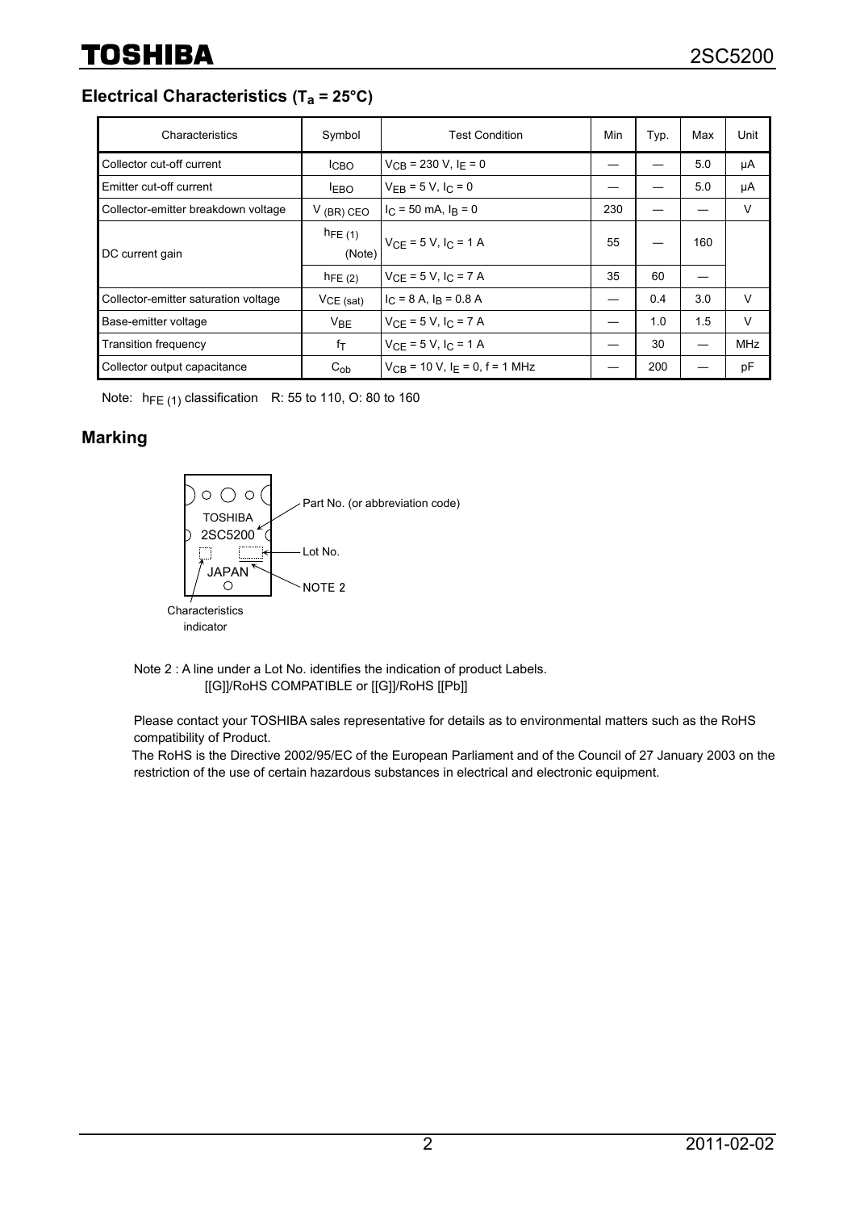## Electrical Characteristics ($T_a$ = 25°C)

| Characteristics | Symbol | Test Condition | Min | Typ. | Max | Unit |
|---|---|---|---|---|---|---|
| Collector cut-off current | $I_{CBO}$ | $V_{CB}$ = 230 V, $I_E$ = 0 | — | — | 5.0 | μA |
| Emitter cut-off current | $I_{EBO}$ | $V_{EB}$ = 5 V, $I_C$ = 0 | — | — | 5.0 | μA |
| Collector-emitter breakdown voltage | $V_{(BR)\ CEO}$ | $I_C$ = 50 mA, $I_B$ = 0 | 230 | — | — | V |
| DC current gain | $h_{FE\ (1)}$ (Note) | $V_{CE}$ = 5 V, $I_C$ = 1 A | 55 | — | 160 | |
| | $h_{FE\ (2)}$ | $V_{CE}$ = 5 V, $I_C$ = 7 A | 35 | 60 | — | |
| Collector-emitter saturation voltage | $V_{CE\ (sat)}$ | $I_C$ = 8 A, $I_B$ = 0.8 A | — | 0.4 | 3.0 | V |
| Base-emitter voltage | $V_{BE}$ | $V_{CE}$ = 5 V, $I_C$ = 7 A | — | 1.0 | 1.5 | V |
| Transition frequency | $f_T$ | $V_{CE}$ = 5 V, $I_C$ = 1 A | — | 30 | — | MHz |
| Collector output capacitance | $C_{ob}$ | $V_{CB}$ = 10 V, $I_E$ = 0, f = 1 MHz | — | 200 | — | pF |

Note: $h_{FE\ (1)}$ classification R: 55 to 110, O: 80 to 160

## Marking

TOSHIBA
2SC5200
JAPAN

Part No. (or abbreviation code)

Lot No.

NOTE 2

Characteristics indicator

Note 2 : A line under a Lot No. identifies the indication of product Labels.
[[G]]/RoHS COMPATIBLE or [[G]]/RoHS [[Pb]]

Please contact your TOSHIBA sales representative for details as to environmental matters such as the RoHS compatibility of Product.

The RoHS is the Directive 2002/95/EC of the European Parliament and of the Council of 27 January 2003 on the restriction of the use of certain hazardous substances in electrical and electronic equipment.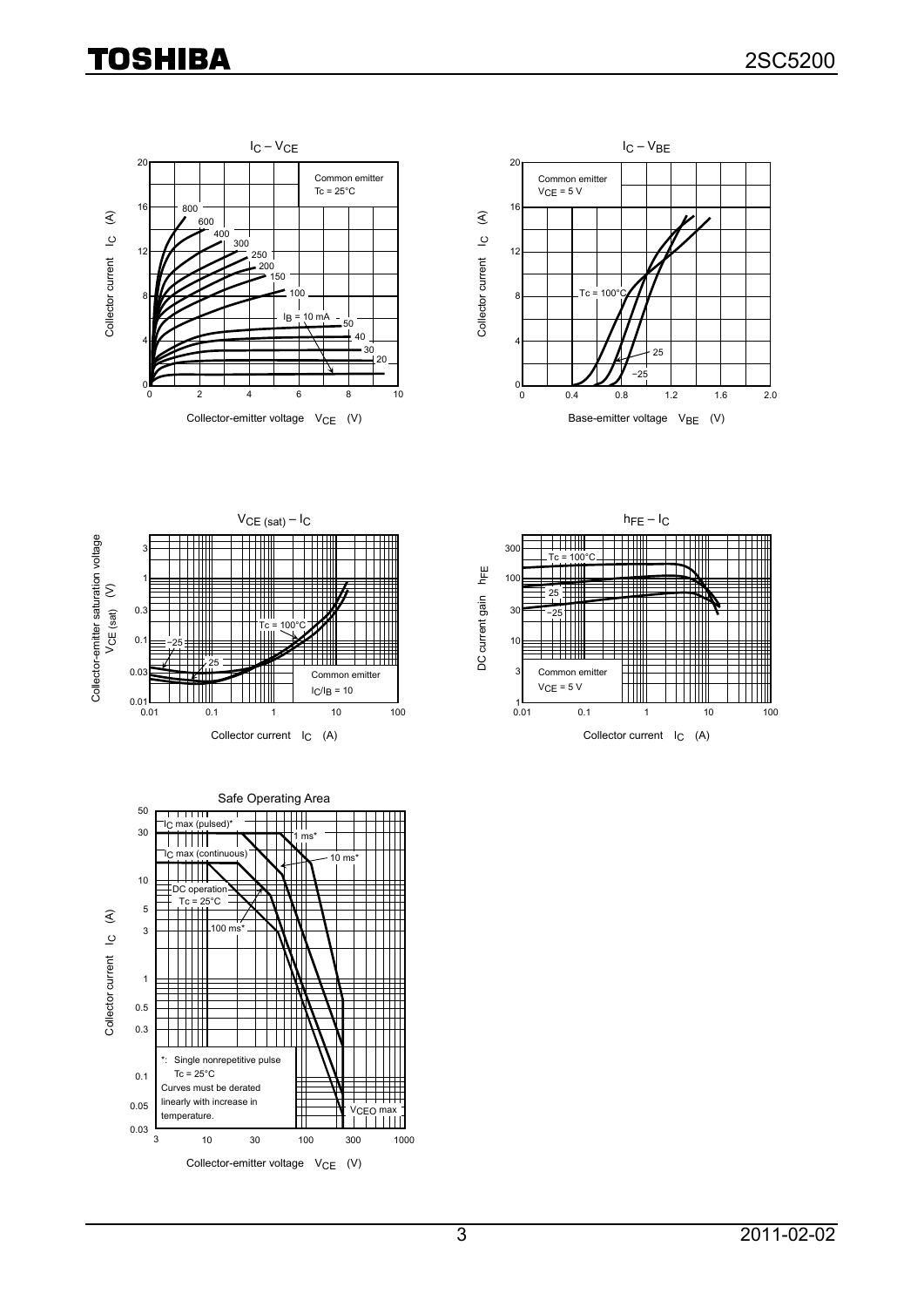## $I_C$ – $V_{CE}$

Common emitter
Tc = 25°C

Collector current $I_C$ (A)

Collector-emitter voltage $V_{CE}$ (V)

$I_B$ = 10 mA, 20, 30, 40, 50, 100, 150, 200, 250, 300, 400, 600, 800

## $I_C$ – $V_{BE}$

Common emitter
$V_{CE}$ = 5 V

Tc = 100°C, 25, −25

Collector current $I_C$ (A)

Base-emitter voltage $V_{BE}$ (V)

## $V_{CE\ (sat)}$ – $I_C$

Common emitter
$I_C/I_B$ = 10

Tc = 100°C, 25, −25

Collector-emitter saturation voltage $V_{CE\ (sat)}$ (V)

Collector current $I_C$ (A)

## $h_{FE}$ – $I_C$

Common emitter
$V_{CE}$ = 5 V

Tc = 100°C, 25, −25

DC current gain $h_{FE}$

Collector current $I_C$ (A)

## Safe Operating Area

$I_C$ max (pulsed)*

$I_C$ max (continuous)

1 ms*

10 ms*

100 ms*

DC operation
Tc = 25°C

$V_{CEO}$ max

*: Single nonrepetitive pulse
Tc = 25°C
Curves must be derated linearly with increase in temperature.

Collector current $I_C$ (A)

Collector-emitter voltage $V_{CE}$ (V)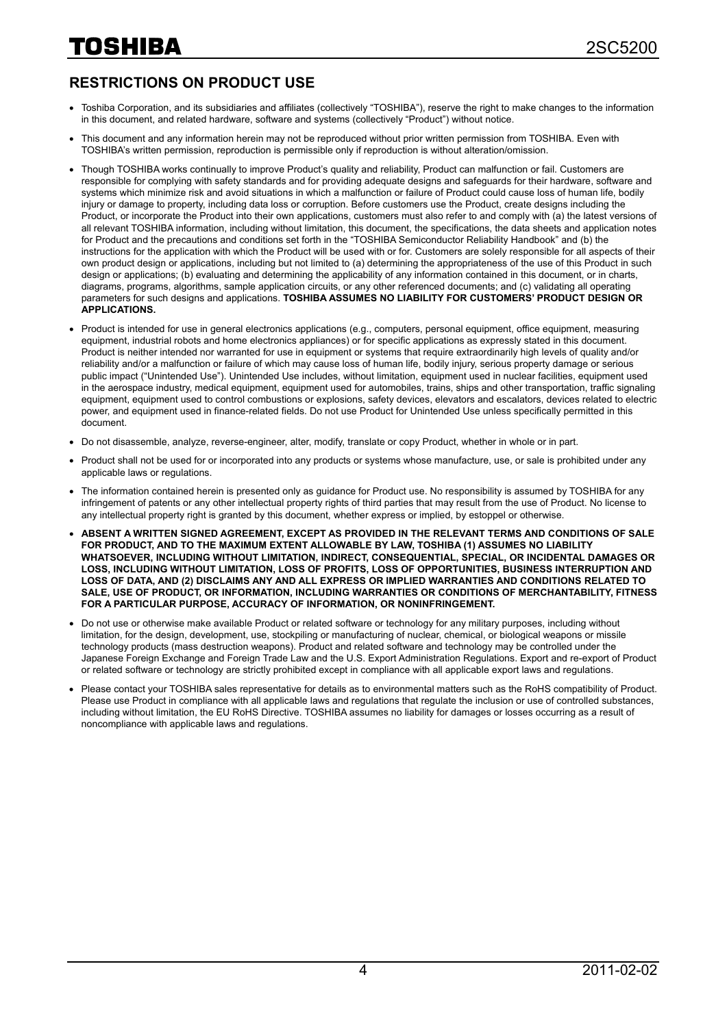## RESTRICTIONS ON PRODUCT USE

- Toshiba Corporation, and its subsidiaries and affiliates (collectively "TOSHIBA"), reserve the right to make changes to the information in this document, and related hardware, software and systems (collectively "Product") without notice.
- This document and any information herein may not be reproduced without prior written permission from TOSHIBA. Even with TOSHIBA's written permission, reproduction is permissible only if reproduction is without alteration/omission.
- Though TOSHIBA works continually to improve Product's quality and reliability, Product can malfunction or fail. Customers are responsible for complying with safety standards and for providing adequate designs and safeguards for their hardware, software and systems which minimize risk and avoid situations in which a malfunction or failure of Product could cause loss of human life, bodily injury or damage to property, including data loss or corruption. Before customers use the Product, create designs including the Product, or incorporate the Product into their own applications, customers must also refer to and comply with (a) the latest versions of all relevant TOSHIBA information, including without limitation, this document, the specifications, the data sheets and application notes for Product and the precautions and conditions set forth in the "TOSHIBA Semiconductor Reliability Handbook" and (b) the instructions for the application with which the Product will be used with or for. Customers are solely responsible for all aspects of their own product design or applications, including but not limited to (a) determining the appropriateness of the use of this Product in such design or applications; (b) evaluating and determining the applicability of any information contained in this document, or in charts, diagrams, programs, algorithms, sample application circuits, or any other referenced documents; and (c) validating all operating parameters for such designs and applications. **TOSHIBA ASSUMES NO LIABILITY FOR CUSTOMERS' PRODUCT DESIGN OR APPLICATIONS.**
- Product is intended for use in general electronics applications (e.g., computers, personal equipment, office equipment, measuring equipment, industrial robots and home electronics appliances) or for specific applications as expressly stated in this document. Product is neither intended nor warranted for use in equipment or systems that require extraordinarily high levels of quality and/or reliability and/or a malfunction or failure of which may cause loss of human life, bodily injury, serious property damage or serious public impact ("Unintended Use"). Unintended Use includes, without limitation, equipment used in nuclear facilities, equipment used in the aerospace industry, medical equipment, equipment used for automobiles, trains, ships and other transportation, traffic signaling equipment, equipment used to control combustions or explosions, safety devices, elevators and escalators, devices related to electric power, and equipment used in finance-related fields. Do not use Product for Unintended Use unless specifically permitted in this document.
- Do not disassemble, analyze, reverse-engineer, alter, modify, translate or copy Product, whether in whole or in part.
- Product shall not be used for or incorporated into any products or systems whose manufacture, use, or sale is prohibited under any applicable laws or regulations.
- The information contained herein is presented only as guidance for Product use. No responsibility is assumed by TOSHIBA for any infringement of patents or any other intellectual property rights of third parties that may result from the use of Product. No license to any intellectual property right is granted by this document, whether express or implied, by estoppel or otherwise.
- **ABSENT A WRITTEN SIGNED AGREEMENT, EXCEPT AS PROVIDED IN THE RELEVANT TERMS AND CONDITIONS OF SALE FOR PRODUCT, AND TO THE MAXIMUM EXTENT ALLOWABLE BY LAW, TOSHIBA (1) ASSUMES NO LIABILITY WHATSOEVER, INCLUDING WITHOUT LIMITATION, INDIRECT, CONSEQUENTIAL, SPECIAL, OR INCIDENTAL DAMAGES OR LOSS, INCLUDING WITHOUT LIMITATION, LOSS OF PROFITS, LOSS OF OPPORTUNITIES, BUSINESS INTERRUPTION AND LOSS OF DATA, AND (2) DISCLAIMS ANY AND ALL EXPRESS OR IMPLIED WARRANTIES AND CONDITIONS RELATED TO SALE, USE OF PRODUCT, OR INFORMATION, INCLUDING WARRANTIES OR CONDITIONS OF MERCHANTABILITY, FITNESS FOR A PARTICULAR PURPOSE, ACCURACY OF INFORMATION, OR NONINFRINGEMENT.**
- Do not use or otherwise make available Product or related software or technology for any military purposes, including without limitation, for the design, development, use, stockpiling or manufacturing of nuclear, chemical, or biological weapons or missile technology products (mass destruction weapons). Product and related software and technology may be controlled under the Japanese Foreign Exchange and Foreign Trade Law and the U.S. Export Administration Regulations. Export and re-export of Product or related software or technology are strictly prohibited except in compliance with all applicable export laws and regulations.
- Please contact your TOSHIBA sales representative for details as to environmental matters such as the RoHS compatibility of Product. Please use Product in compliance with all applicable laws and regulations that regulate the inclusion or use of controlled substances, including without limitation, the EU RoHS Directive. TOSHIBA assumes no liability for damages or losses occurring as a result of noncompliance with applicable laws and regulations.